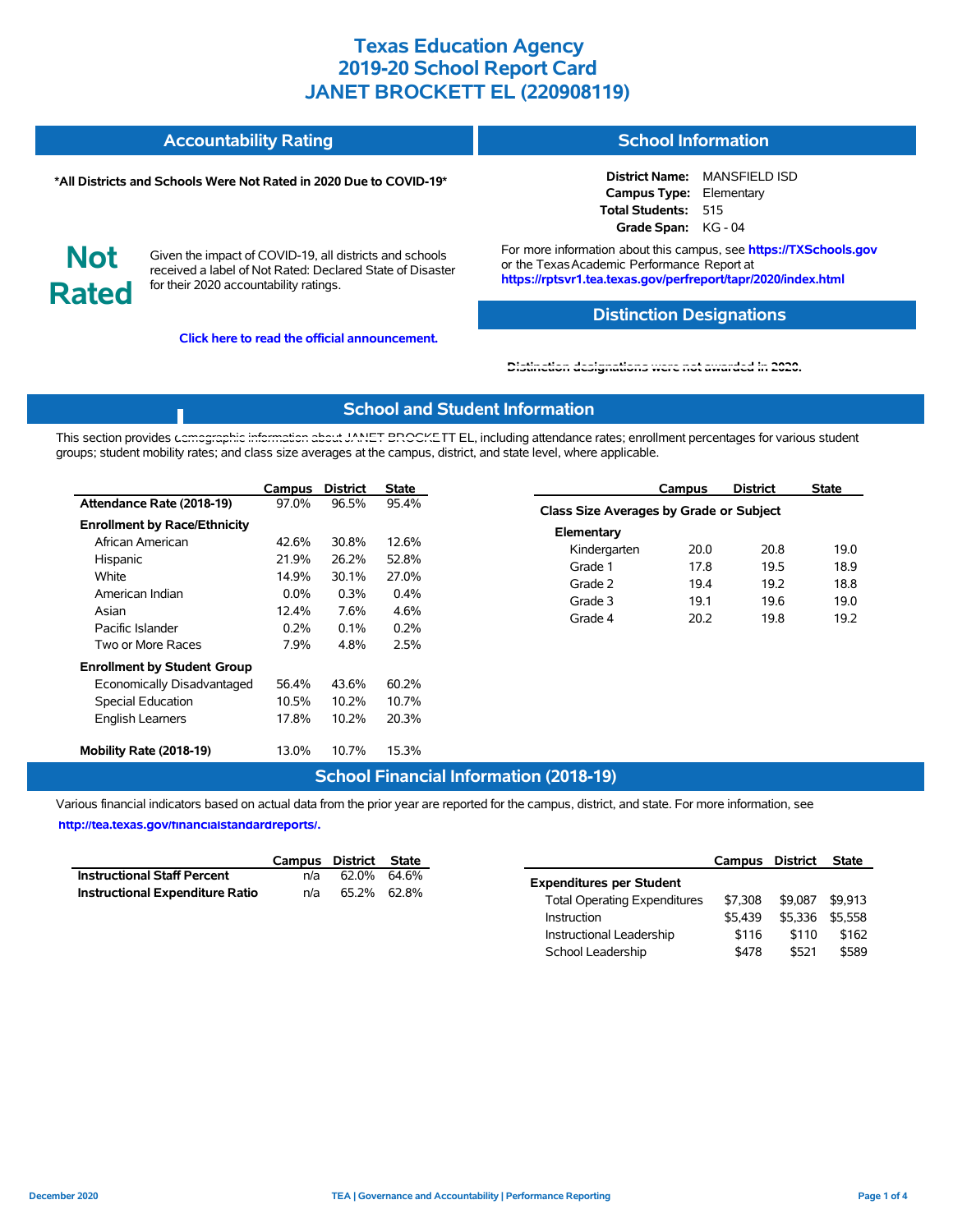# Texas Education Agency
# 2019-20 School Report Card
# JANET BROCKETT EL (220908119)

## Accountability Rating

**\*All Districts and Schools Were Not Rated in 2020 Due to COVID-19\***

**Not Rated**

Given the impact of COVID-19, all districts and schools received a label of Not Rated: Declared State of Disaster for their 2020 accountability ratings.

**Click here to read the official announcement.**

## School Information

| | |
|---|---|
| **District Name:** | MANSFIELD ISD |
| **Campus Type:** | Elementary |
| **Total Students:** | 515 |
| **Grade Span:** | KG - 04 |

For more information about this campus, see **https://TXSchools.gov** or the Texas Academic Performance Report at **https://rptsvr1.tea.texas.gov/perfreport/tapr/2020/index.html**

## Distinction Designations

Distinction designations were not awarded in 2020.

## School and Student Information

This section provides demographic information about JANET BROCKETT EL, including attendance rates; enrollment percentages for various student groups; student mobility rates; and class size averages at the campus, district, and state level, where applicable.

| | Campus | District | State |
|---|---|---|---|
| **Attendance Rate (2018-19)** | 97.0% | 96.5% | 95.4% |
| **Enrollment by Race/Ethnicity** | | | |
| African American | 42.6% | 30.8% | 12.6% |
| Hispanic | 21.9% | 26.2% | 52.8% |
| White | 14.9% | 30.1% | 27.0% |
| American Indian | 0.0% | 0.3% | 0.4% |
| Asian | 12.4% | 7.6% | 4.6% |
| Pacific Islander | 0.2% | 0.1% | 0.2% |
| Two or More Races | 7.9% | 4.8% | 2.5% |
| **Enrollment by Student Group** | | | |
| Economically Disadvantaged | 56.4% | 43.6% | 60.2% |
| Special Education | 10.5% | 10.2% | 10.7% |
| English Learners | 17.8% | 10.2% | 20.3% |
| **Mobility Rate (2018-19)** | 13.0% | 10.7% | 15.3% |

| | Campus | District | State |
|---|---|---|---|
| **Class Size Averages by Grade or Subject** | | | |
| **Elementary** | | | |
| Kindergarten | 20.0 | 20.8 | 19.0 |
| Grade 1 | 17.8 | 19.5 | 18.9 |
| Grade 2 | 19.4 | 19.2 | 18.8 |
| Grade 3 | 19.1 | 19.6 | 19.0 |
| Grade 4 | 20.2 | 19.8 | 19.2 |

## School Financial Information (2018-19)

Various financial indicators based on actual data from the prior year are reported for the campus, district, and state. For more information, see **http://tea.texas.gov/financialstandardreports/.**

| | Campus | District | State |
|---|---|---|---|
| **Instructional Staff Percent** | n/a | 62.0% | 64.6% |
| **Instructional Expenditure Ratio** | n/a | 65.2% | 62.8% |

| | Campus | District | State |
|---|---|---|---|
| **Expenditures per Student** | | | |
| Total Operating Expenditures | $7,308 | $9,087 | $9,913 |
| Instruction | $5,439 | $5,336 | $5,558 |
| Instructional Leadership | $116 | $110 | $162 |
| School Leadership | $478 | $521 | $589 |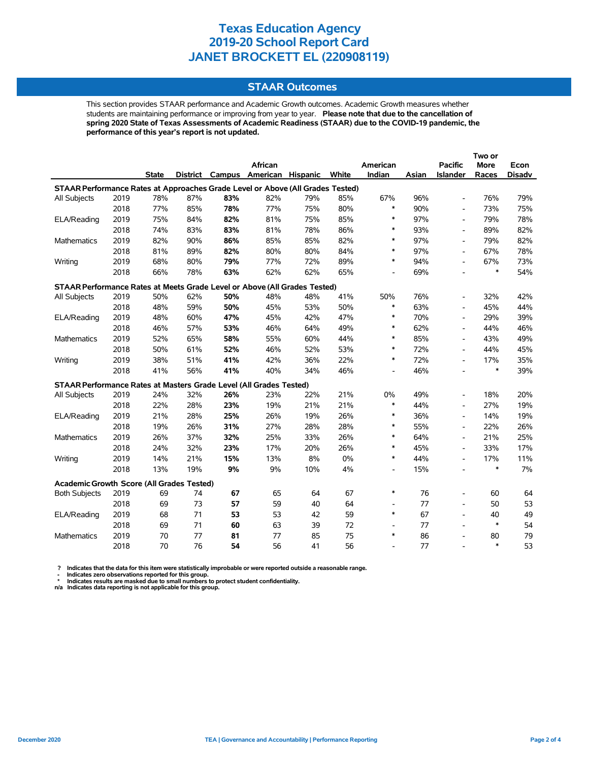# Texas Education Agency
# 2019-20 School Report Card
# JANET BROCKETT EL (220908119)

## STAAR Outcomes

This section provides STAAR performance and Academic Growth outcomes. Academic Growth measures whether students are maintaining performance or improving from year to year. **Please note that due to the cancellation of spring 2020 State of Texas Assessments of Academic Readiness (STAAR) due to the COVID-19 pandemic, the performance of this year's report is not updated.**

| | | State | District | Campus | African American | Hispanic | White | American Indian | Asian | Pacific Islander | Two or More Races | Econ Disadv |
|---|---|---|---|---|---|---|---|---|---|---|---|---|
| **STAAR Performance Rates at Approaches Grade Level or Above (All Grades Tested)** | | | | | | | | | | | | |
| All Subjects | 2019 | 78% | 87% | **83%** | 82% | 79% | 85% | 67% | 96% | - | 76% | 79% |
| | 2018 | 77% | 85% | **78%** | 77% | 75% | 80% | * | 90% | - | 73% | 75% |
| ELA/Reading | 2019 | 75% | 84% | **82%** | 81% | 75% | 85% | * | 97% | - | 79% | 78% |
| | 2018 | 74% | 83% | **83%** | 81% | 78% | 86% | * | 93% | - | 89% | 82% |
| Mathematics | 2019 | 82% | 90% | **86%** | 85% | 85% | 82% | * | 97% | - | 79% | 82% |
| | 2018 | 81% | 89% | **82%** | 80% | 80% | 84% | * | 97% | - | 67% | 78% |
| Writing | 2019 | 68% | 80% | **79%** | 77% | 72% | 89% | * | 94% | - | 67% | 73% |
| | 2018 | 66% | 78% | **63%** | 62% | 62% | 65% | - | 69% | - | * | 54% |
| **STAAR Performance Rates at Meets Grade Level or Above (All Grades Tested)** | | | | | | | | | | | | |
| All Subjects | 2019 | 50% | 62% | **50%** | 48% | 48% | 41% | 50% | 76% | - | 32% | 42% |
| | 2018 | 48% | 59% | **50%** | 45% | 53% | 50% | * | 63% | - | 45% | 44% |
| ELA/Reading | 2019 | 48% | 60% | **47%** | 45% | 42% | 47% | * | 70% | - | 29% | 39% |
| | 2018 | 46% | 57% | **53%** | 46% | 64% | 49% | * | 62% | - | 44% | 46% |
| Mathematics | 2019 | 52% | 65% | **58%** | 55% | 60% | 44% | * | 85% | - | 43% | 49% |
| | 2018 | 50% | 61% | **52%** | 46% | 52% | 53% | * | 72% | - | 44% | 45% |
| Writing | 2019 | 38% | 51% | **41%** | 42% | 36% | 22% | * | 72% | - | 17% | 35% |
| | 2018 | 41% | 56% | **41%** | 40% | 34% | 46% | - | 46% | - | * | 39% |
| **STAAR Performance Rates at Masters Grade Level (All Grades Tested)** | | | | | | | | | | | | |
| All Subjects | 2019 | 24% | 32% | **26%** | 23% | 22% | 21% | 0% | 49% | - | 18% | 20% |
| | 2018 | 22% | 28% | **23%** | 19% | 21% | 21% | * | 44% | - | 27% | 19% |
| ELA/Reading | 2019 | 21% | 28% | **25%** | 26% | 19% | 26% | * | 36% | - | 14% | 19% |
| | 2018 | 19% | 26% | **31%** | 27% | 28% | 28% | * | 55% | - | 22% | 26% |
| Mathematics | 2019 | 26% | 37% | **32%** | 25% | 33% | 26% | * | 64% | - | 21% | 25% |
| | 2018 | 24% | 32% | **23%** | 17% | 20% | 26% | * | 45% | - | 33% | 17% |
| Writing | 2019 | 14% | 21% | **15%** | 13% | 8% | 0% | * | 44% | - | 17% | 11% |
| | 2018 | 13% | 19% | **9%** | 9% | 10% | 4% | - | 15% | - | * | 7% |
| **Academic Growth Score (All Grades Tested)** | | | | | | | | | | | | |
| Both Subjects | 2019 | 69 | 74 | **67** | 65 | 64 | 67 | * | 76 | - | 60 | 64 |
| | 2018 | 69 | 73 | **57** | 59 | 40 | 64 | - | 77 | - | 50 | 53 |
| ELA/Reading | 2019 | 68 | 71 | **53** | 53 | 42 | 59 | * | 67 | - | 40 | 49 |
| | 2018 | 69 | 71 | **60** | 63 | 39 | 72 | - | 77 | - | * | 54 |
| Mathematics | 2019 | 70 | 77 | **81** | 77 | 85 | 75 | * | 86 | - | 80 | 79 |
| | 2018 | 70 | 76 | **54** | 56 | 41 | 56 | - | 77 | - | * | 53 |

**?** Indicates that the data for this item were statistically improbable or were reported outside a reasonable range.
**-** Indicates zero observations reported for this group.
**\*** Indicates results are masked due to small numbers to protect student confidentiality.
**n/a** Indicates data reporting is not applicable for this group.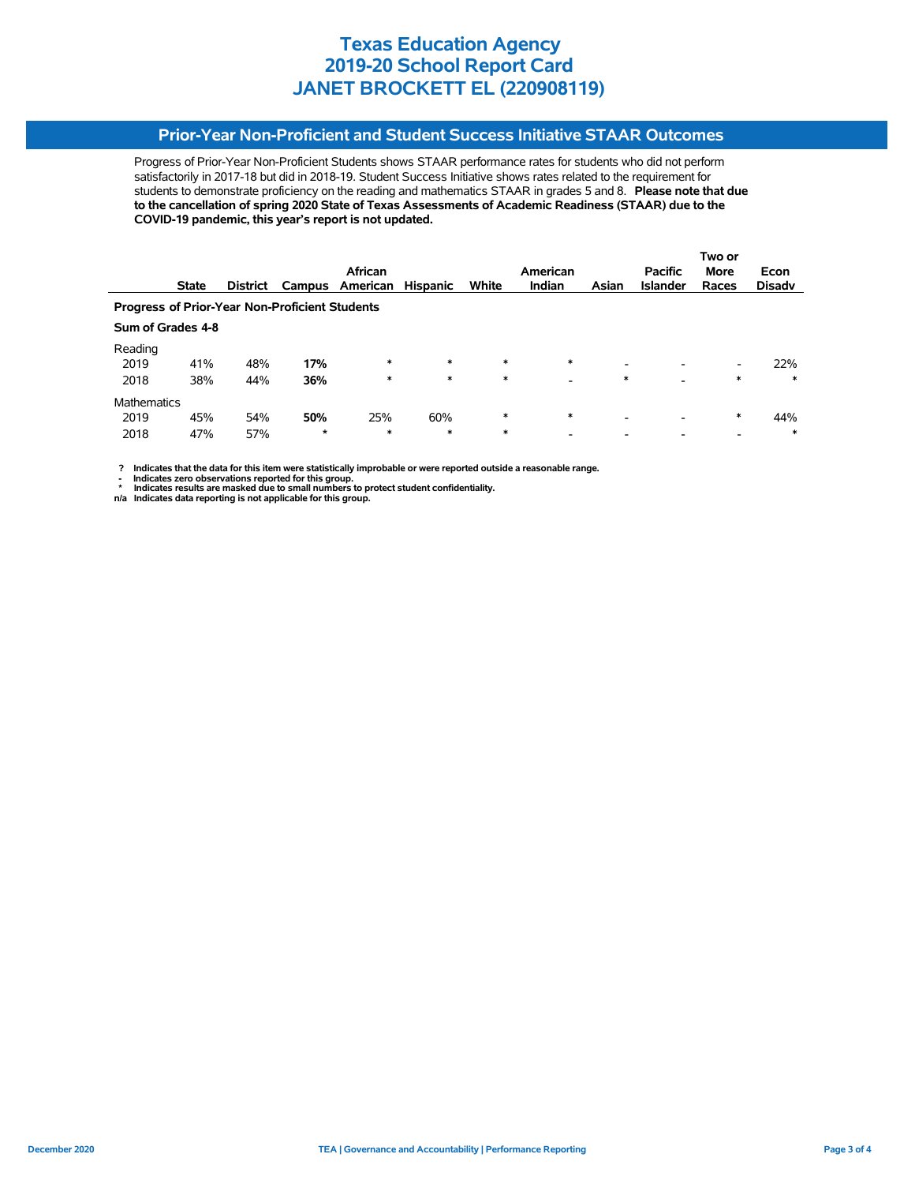# Texas Education Agency
# 2019-20 School Report Card
# JANET BROCKETT EL (220908119)

## Prior-Year Non-Proficient and Student Success Initiative STAAR Outcomes

Progress of Prior-Year Non-Proficient Students shows STAAR performance rates for students who did not perform satisfactorily in 2017-18 but did in 2018-19. Student Success Initiative shows rates related to the requirement for students to demonstrate proficiency on the reading and mathematics STAAR in grades 5 and 8. **Please note that due to the cancellation of spring 2020 State of Texas Assessments of Academic Readiness (STAAR) due to the COVID-19 pandemic, this year's report is not updated.**

| | State | District | Campus | African American | Hispanic | White | American Indian | Asian | Pacific Islander | Two or More Races | Econ Disadv |
|---|---|---|---|---|---|---|---|---|---|---|---|
| **Progress of Prior-Year Non-Proficient Students** | | | | | | | | | | | |
| **Sum of Grades 4-8** | | | | | | | | | | | |
| Reading | | | | | | | | | | | |
| 2019 | 41% | 48% | **17%** | * | * | * | * | - | - | - | 22% |
| 2018 | 38% | 44% | **36%** | * | * | * | - | * | - | * | * |
| Mathematics | | | | | | | | | | | |
| 2019 | 45% | 54% | **50%** | 25% | 60% | * | * | - | - | * | 44% |
| 2018 | 47% | 57% | * | * | * | * | - | - | - | - | * |

**?** Indicates that the data for this item were statistically improbable or were reported outside a reasonable range.
**-** Indicates zero observations reported for this group.
**\*** Indicates results are masked due to small numbers to protect student confidentiality.
**n/a** Indicates data reporting is not applicable for this group.